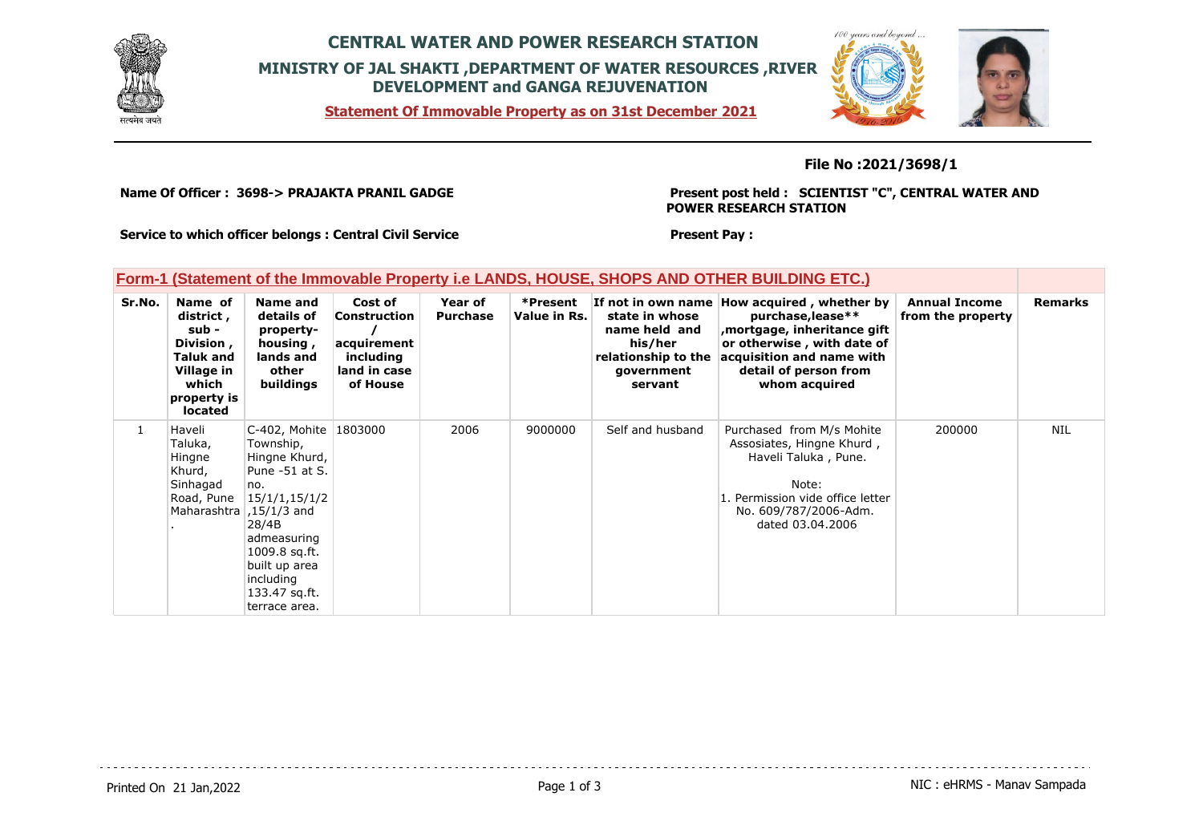# CENTRAL WATER AND POWER RESEARCH STATION

## MINISTRY OF JAL SHAKTI ,DEPARTMENT OF WATER RESOURCES ,RIVER DEVELOPMENT and GANGA REJUVENATION

**Statement Of Immovable Property as on 31st December 2021**

**File No :2021/3698/1**

**Name Of Officer : 3698-> PRAJAKTA PRANIL GADGE**

**Present post held : SCIENTIST "C", CENTRAL WATER AND POWER RESEARCH STATION**

**Service to which officer belongs : Central Civil Service**

**Present Pay :**

### Form-1 (Statement of the Immovable Property i.e LANDS, HOUSE, SHOPS AND OTHER BUILDING ETC.)

| Sr.No. | Name of district , sub - Division , Taluk and Village in which property is located | Name and details of property- housing , lands and other buildings | Cost of Construction / acquirement including land in case of House | Year of Purchase | *Present Value in Rs. | If not in own name state in whose name held and his/her relationship to the government servant | How acquired , whether by purchase,lease** ,mortgage, inheritance gift or otherwise , with date of acquisition and name with detail of person from whom acquired | Annual Income from the property | Remarks |
|---|---|---|---|---|---|---|---|---|---|
| 1 | Haveli Taluka, Hingne Khurd, Sinhagad Road, Pune Maharashtra . | C-402, Mohite Township, Hingne Khurd, Pune -51 at S. no. 15/1/1,15/1/2 ,15/1/3 and 28/4B admeasuring 1009.8 sq.ft. built up area including 133.47 sq.ft. terrace area. | 1803000 | 2006 | 9000000 | Self and husband | Purchased from M/s Mohite Assosiates, Hingne Khurd , Haveli Taluka , Pune. Note: 1. Permission vide office letter No. 609/787/2006-Adm. dated 03.04.2006 | 200000 | NIL |

Printed On 21 Jan,2022

NIC : eHRMS - Manav Sampada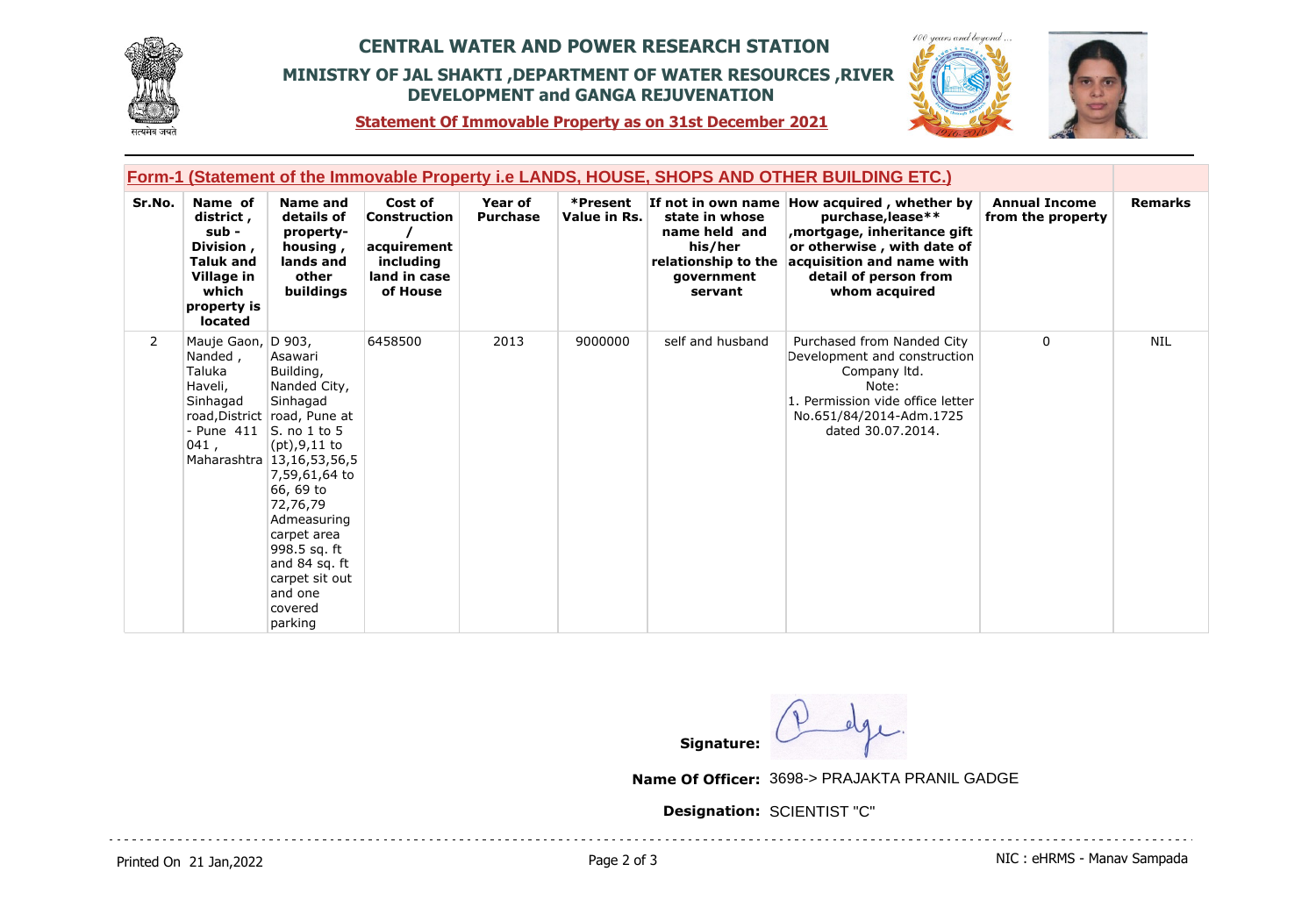# CENTRAL WATER AND POWER RESEARCH STATION

## MINISTRY OF JAL SHAKTI ,DEPARTMENT OF WATER RESOURCES ,RIVER DEVELOPMENT and GANGA REJUVENATION

**Statement Of Immovable Property as on 31st December 2021**

### Form-1 (Statement of the Immovable Property i.e LANDS, HOUSE, SHOPS AND OTHER BUILDING ETC.)

| Sr.No. | Name of district , sub - Division , Taluk and Village in which property is located | Name and details of property- housing , lands and other buildings | Cost of Construction / acquirement including land in case of House | Year of Purchase | *Present Value in Rs. | If not in own name state in whose name held and his/her relationship to the government servant | How acquired , whether by purchase,lease** ,mortgage, inheritance gift or otherwise , with date of acquisition and name with detail of person from whom acquired | Annual Income from the property | Remarks |
|---|---|---|---|---|---|---|---|---|---|
| 2 | Mauje Gaon, Nanded , Taluka Haveli, Sinhagad road,District - Pune 411 041 , Maharashtra | D 903, Asawari Building, Nanded City, Sinhagad road, Pune at S. no 1 to 5 (pt),9,11 to 13,16,53,56,57,59,61,64 to 66, 69 to 72,76,79 Admeasuring carpet area 998.5 sq. ft and 84 sq. ft carpet sit out and one covered parking | 6458500 | 2013 | 9000000 | self and husband | Purchased from Nanded City Development and construction Company ltd. Note: 1. Permission vide office letter No.651/84/2014-Adm.1725 dated 30.07.2014. | 0 | NIL |

**Signature:**

**Name Of Officer:** 3698-> PRAJAKTA PRANIL GADGE

**Designation:** SCIENTIST "C"

Printed On 21 Jan,2022

NIC : eHRMS - Manav Sampada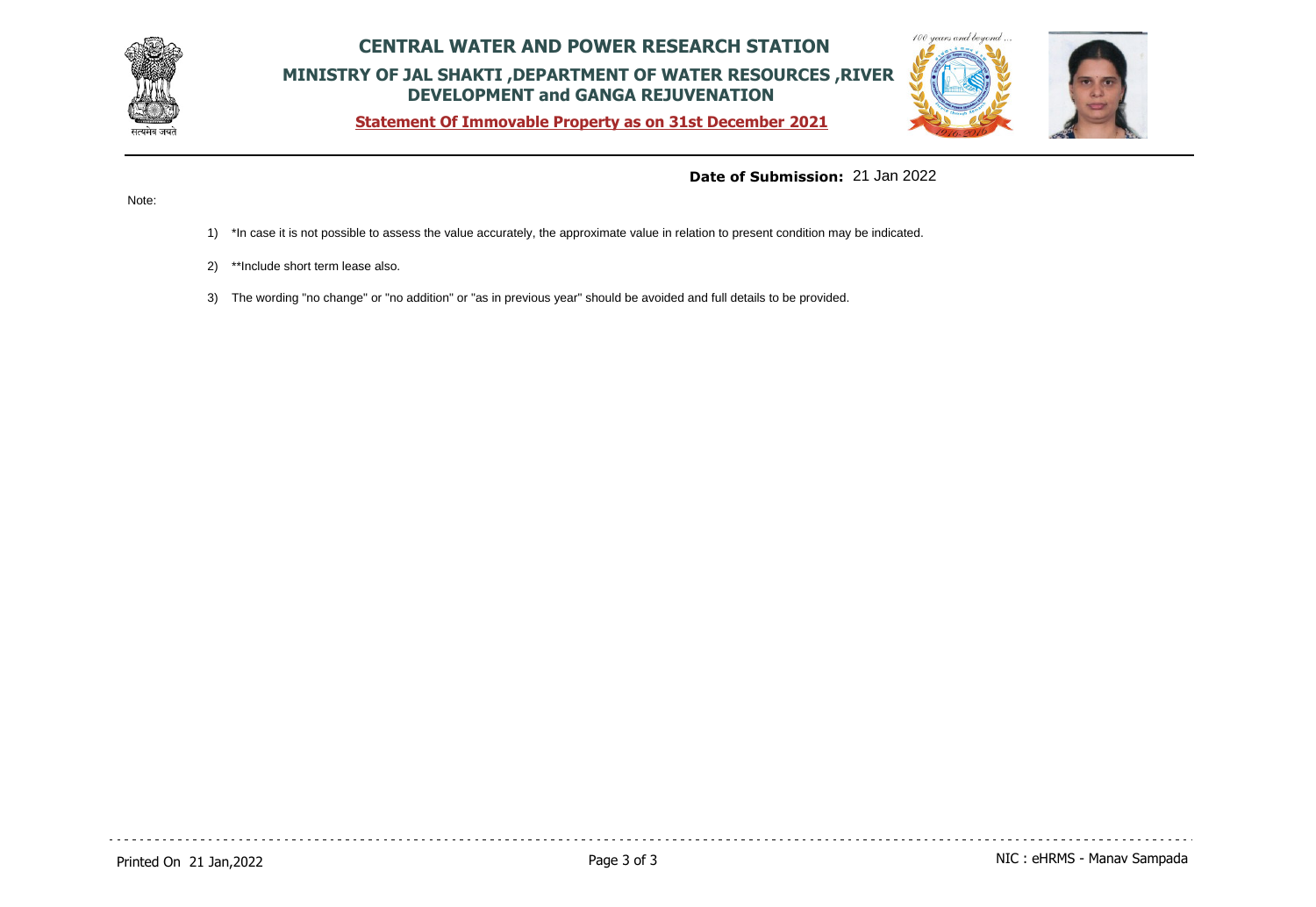# CENTRAL WATER AND POWER RESEARCH STATION

## MINISTRY OF JAL SHAKTI ,DEPARTMENT OF WATER RESOURCES ,RIVER DEVELOPMENT and GANGA REJUVENATION

**Statement Of Immovable Property as on 31st December 2021**

**Date of Submission:** 21 Jan 2022

Note:

1) *In case it is not possible to assess the value accurately, the approximate value in relation to present condition may be indicated.

2) **Include short term lease also.

3) The wording "no change" or "no addition" or "as in previous year" should be avoided and full details to be provided.

Printed On 21 Jan,2022

NIC : eHRMS - Manav Sampada